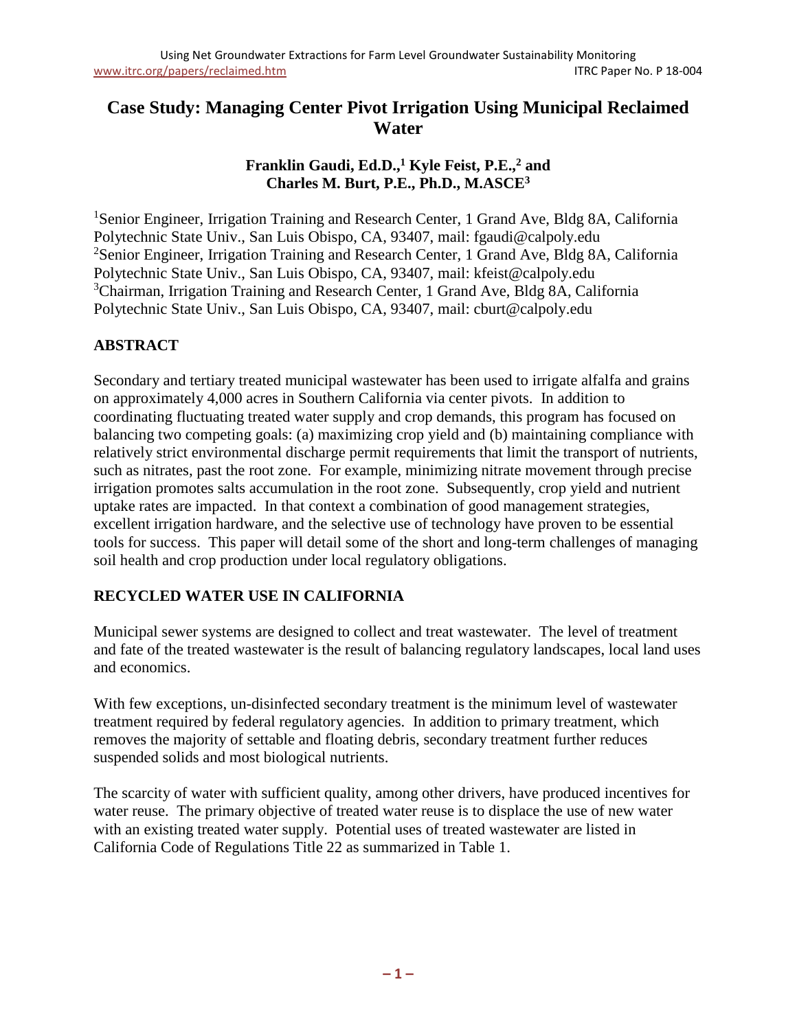# Case Study: Managing Center Pivot Irrigation Using Municipal Reclaimed Water

**Franklin Gaudi, Ed.D.,[1] Kyle Feist, P.E.,[2] and Charles M. Burt, P.E., Ph.D., M.ASCE[3]**

[1]Senior Engineer, Irrigation Training and Research Center, 1 Grand Ave, Bldg 8A, California Polytechnic State Univ., San Luis Obispo, CA, 93407, mail: fgaudi@calpoly.edu
[2]Senior Engineer, Irrigation Training and Research Center, 1 Grand Ave, Bldg 8A, California Polytechnic State Univ., San Luis Obispo, CA, 93407, mail: kfeist@calpoly.edu
[3]Chairman, Irrigation Training and Research Center, 1 Grand Ave, Bldg 8A, California Polytechnic State Univ., San Luis Obispo, CA, 93407, mail: cburt@calpoly.edu

## ABSTRACT

Secondary and tertiary treated municipal wastewater has been used to irrigate alfalfa and grains on approximately 4,000 acres in Southern California via center pivots. In addition to coordinating fluctuating treated water supply and crop demands, this program has focused on balancing two competing goals: (a) maximizing crop yield and (b) maintaining compliance with relatively strict environmental discharge permit requirements that limit the transport of nutrients, such as nitrates, past the root zone. For example, minimizing nitrate movement through precise irrigation promotes salts accumulation in the root zone. Subsequently, crop yield and nutrient uptake rates are impacted. In that context a combination of good management strategies, excellent irrigation hardware, and the selective use of technology have proven to be essential tools for success. This paper will detail some of the short and long-term challenges of managing soil health and crop production under local regulatory obligations.

## RECYCLED WATER USE IN CALIFORNIA

Municipal sewer systems are designed to collect and treat wastewater. The level of treatment and fate of the treated wastewater is the result of balancing regulatory landscapes, local land uses and economics.

With few exceptions, un-disinfected secondary treatment is the minimum level of wastewater treatment required by federal regulatory agencies. In addition to primary treatment, which removes the majority of settable and floating debris, secondary treatment further reduces suspended solids and most biological nutrients.

The scarcity of water with sufficient quality, among other drivers, have produced incentives for water reuse. The primary objective of treated water reuse is to displace the use of new water with an existing treated water supply. Potential uses of treated wastewater are listed in California Code of Regulations Title 22 as summarized in Table 1.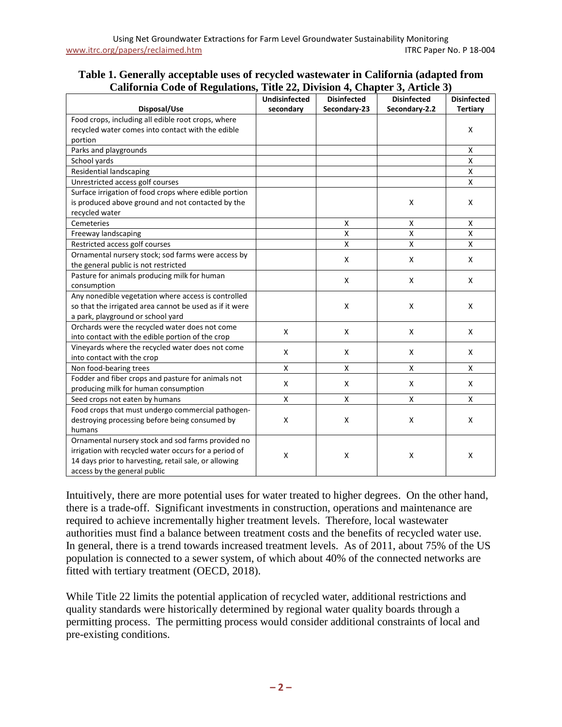**Table 1. Generally acceptable uses of recycled wastewater in California (adapted from California Code of Regulations, Title 22, Division 4, Chapter 3, Article 3)**

| Disposal/Use | Undisinfected secondary | Disinfected Secondary-23 | Disinfected Secondary-2.2 | Disinfected Tertiary |
|---|---|---|---|---|
| Food crops, including all edible root crops, where recycled water comes into contact with the edible portion | | | | X |
| Parks and playgrounds | | | | X |
| School yards | | | | X |
| Residential landscaping | | | | X |
| Unrestricted access golf courses | | | | X |
| Surface irrigation of food crops where edible portion is produced above ground and not contacted by the recycled water | | | X | X |
| Cemeteries | | X | X | X |
| Freeway landscaping | | X | X | X |
| Restricted access golf courses | | X | X | X |
| Ornamental nursery stock; sod farms were access by the general public is not restricted | | X | X | X |
| Pasture for animals producing milk for human consumption | | X | X | X |
| Any nonedible vegetation where access is controlled so that the irrigated area cannot be used as if it were a park, playground or school yard | | X | X | X |
| Orchards were the recycled water does not come into contact with the edible portion of the crop | X | X | X | X |
| Vineyards where the recycled water does not come into contact with the crop | X | X | X | X |
| Non food-bearing trees | X | X | X | X |
| Fodder and fiber crops and pasture for animals not producing milk for human consumption | X | X | X | X |
| Seed crops not eaten by humans | X | X | X | X |
| Food crops that must undergo commercial pathogen-destroying processing before being consumed by humans | X | X | X | X |
| Ornamental nursery stock and sod farms provided no irrigation with recycled water occurs for a period of 14 days prior to harvesting, retail sale, or allowing access by the general public | X | X | X | X |

Intuitively, there are more potential uses for water treated to higher degrees. On the other hand, there is a trade-off. Significant investments in construction, operations and maintenance are required to achieve incrementally higher treatment levels. Therefore, local wastewater authorities must find a balance between treatment costs and the benefits of recycled water use. In general, there is a trend towards increased treatment levels. As of 2011, about 75% of the US population is connected to a sewer system, of which about 40% of the connected networks are fitted with tertiary treatment (OECD, 2018).

While Title 22 limits the potential application of recycled water, additional restrictions and quality standards were historically determined by regional water quality boards through a permitting process. The permitting process would consider additional constraints of local and pre-existing conditions.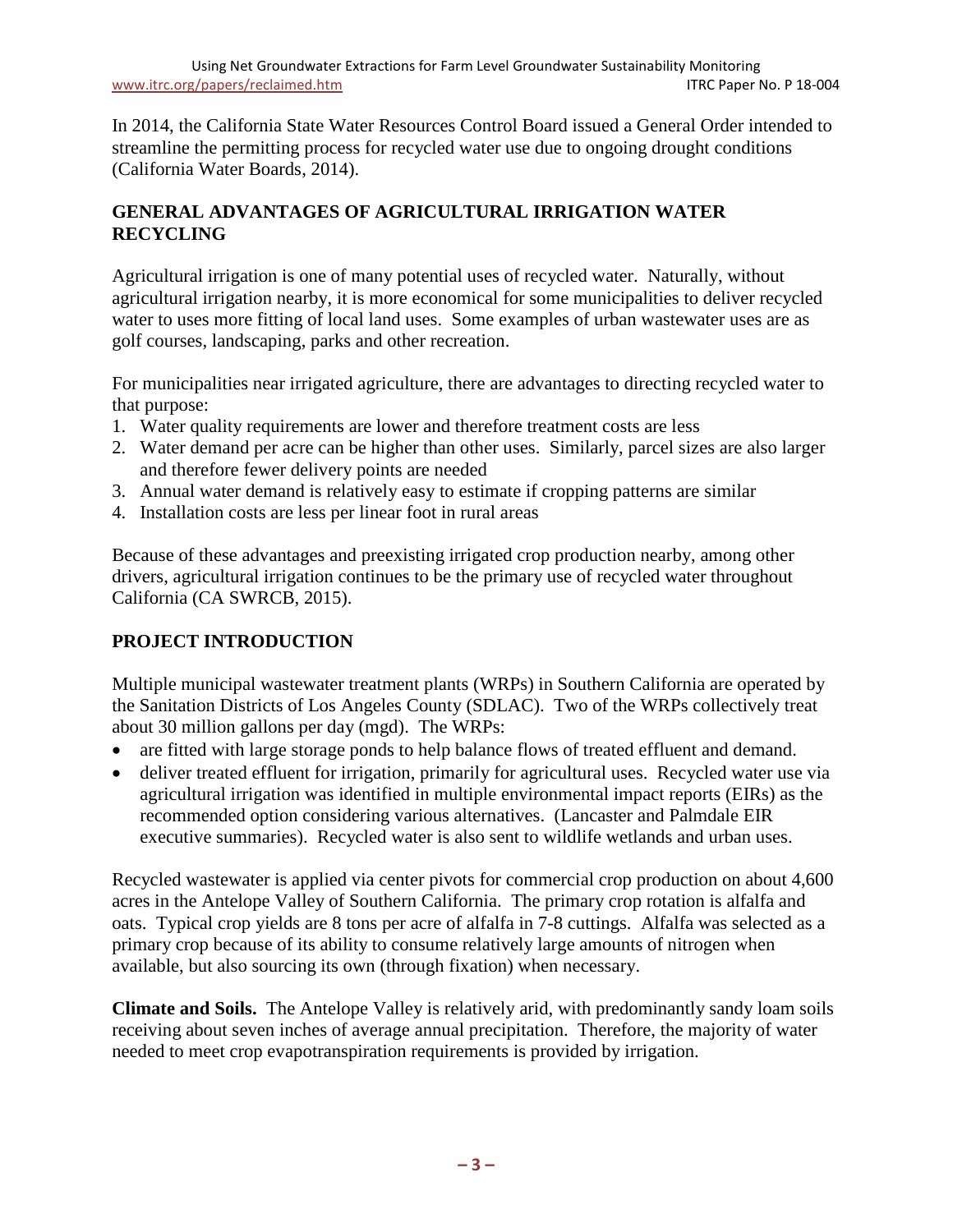In 2014, the California State Water Resources Control Board issued a General Order intended to streamline the permitting process for recycled water use due to ongoing drought conditions (California Water Boards, 2014).

## GENERAL ADVANTAGES OF AGRICULTURAL IRRIGATION WATER RECYCLING

Agricultural irrigation is one of many potential uses of recycled water. Naturally, without agricultural irrigation nearby, it is more economical for some municipalities to deliver recycled water to uses more fitting of local land uses. Some examples of urban wastewater uses are as golf courses, landscaping, parks and other recreation.

For municipalities near irrigated agriculture, there are advantages to directing recycled water to that purpose:

1. Water quality requirements are lower and therefore treatment costs are less
2. Water demand per acre can be higher than other uses. Similarly, parcel sizes are also larger and therefore fewer delivery points are needed
3. Annual water demand is relatively easy to estimate if cropping patterns are similar
4. Installation costs are less per linear foot in rural areas

Because of these advantages and preexisting irrigated crop production nearby, among other drivers, agricultural irrigation continues to be the primary use of recycled water throughout California (CA SWRCB, 2015).

## PROJECT INTRODUCTION

Multiple municipal wastewater treatment plants (WRPs) in Southern California are operated by the Sanitation Districts of Los Angeles County (SDLAC). Two of the WRPs collectively treat about 30 million gallons per day (mgd). The WRPs:

- are fitted with large storage ponds to help balance flows of treated effluent and demand.
- deliver treated effluent for irrigation, primarily for agricultural uses. Recycled water use via agricultural irrigation was identified in multiple environmental impact reports (EIRs) as the recommended option considering various alternatives. (Lancaster and Palmdale EIR executive summaries). Recycled water is also sent to wildlife wetlands and urban uses.

Recycled wastewater is applied via center pivots for commercial crop production on about 4,600 acres in the Antelope Valley of Southern California. The primary crop rotation is alfalfa and oats. Typical crop yields are 8 tons per acre of alfalfa in 7-8 cuttings. Alfalfa was selected as a primary crop because of its ability to consume relatively large amounts of nitrogen when available, but also sourcing its own (through fixation) when necessary.

**Climate and Soils.** The Antelope Valley is relatively arid, with predominantly sandy loam soils receiving about seven inches of average annual precipitation. Therefore, the majority of water needed to meet crop evapotranspiration requirements is provided by irrigation.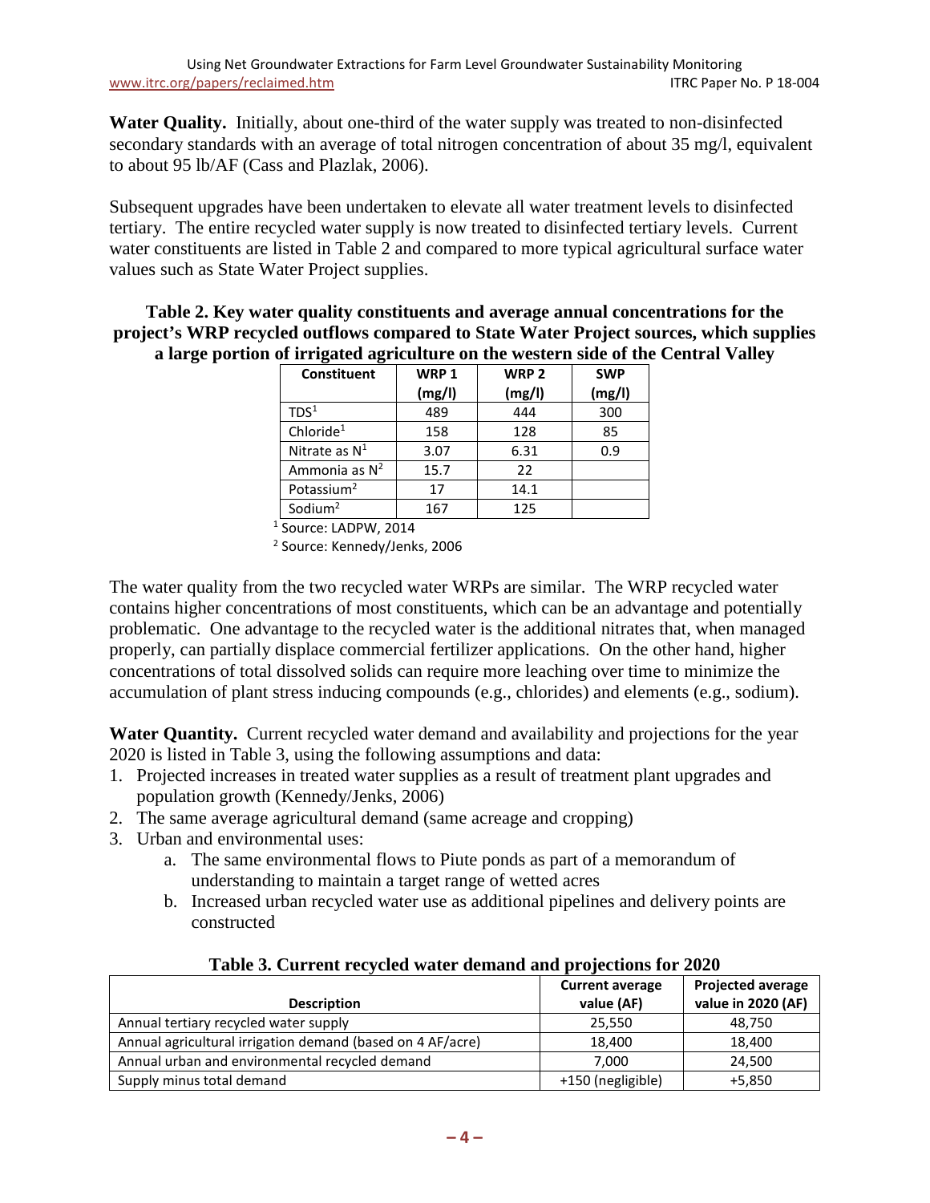**Water Quality.** Initially, about one-third of the water supply was treated to non-disinfected secondary standards with an average of total nitrogen concentration of about 35 mg/l, equivalent to about 95 lb/AF (Cass and Plazlak, 2006).

Subsequent upgrades have been undertaken to elevate all water treatment levels to disinfected tertiary. The entire recycled water supply is now treated to disinfected tertiary levels. Current water constituents are listed in Table 2 and compared to more typical agricultural surface water values such as State Water Project supplies.

**Table 2. Key water quality constituents and average annual concentrations for the project's WRP recycled outflows compared to State Water Project sources, which supplies a large portion of irrigated agriculture on the western side of the Central Valley**

| Constituent | WRP 1 (mg/l) | WRP 2 (mg/l) | SWP (mg/l) |
|---|---|---|---|
| TDS[1] | 489 | 444 | 300 |
| Chloride[1] | 158 | 128 | 85 |
| Nitrate as N[1] | 3.07 | 6.31 | 0.9 |
| Ammonia as N[2] | 15.7 | 22 | |
| Potassium[2] | 17 | 14.1 | |
| Sodium[2] | 167 | 125 | |

[1] Source: LADPW, 2014

[2] Source: Kennedy/Jenks, 2006

The water quality from the two recycled water WRPs are similar. The WRP recycled water contains higher concentrations of most constituents, which can be an advantage and potentially problematic. One advantage to the recycled water is the additional nitrates that, when managed properly, can partially displace commercial fertilizer applications. On the other hand, higher concentrations of total dissolved solids can require more leaching over time to minimize the accumulation of plant stress inducing compounds (e.g., chlorides) and elements (e.g., sodium).

**Water Quantity.** Current recycled water demand and availability and projections for the year 2020 is listed in Table 3, using the following assumptions and data:

1. Projected increases in treated water supplies as a result of treatment plant upgrades and population growth (Kennedy/Jenks, 2006)
2. The same average agricultural demand (same acreage and cropping)
3. Urban and environmental uses:
   a. The same environmental flows to Piute ponds as part of a memorandum of understanding to maintain a target range of wetted acres
   b. Increased urban recycled water use as additional pipelines and delivery points are constructed

**Table 3. Current recycled water demand and projections for 2020**

| Description | Current average value (AF) | Projected average value in 2020 (AF) |
|---|---|---|
| Annual tertiary recycled water supply | 25,550 | 48,750 |
| Annual agricultural irrigation demand (based on 4 AF/acre) | 18,400 | 18,400 |
| Annual urban and environmental recycled demand | 7,000 | 24,500 |
| Supply minus total demand | +150 (negligible) | +5,850 |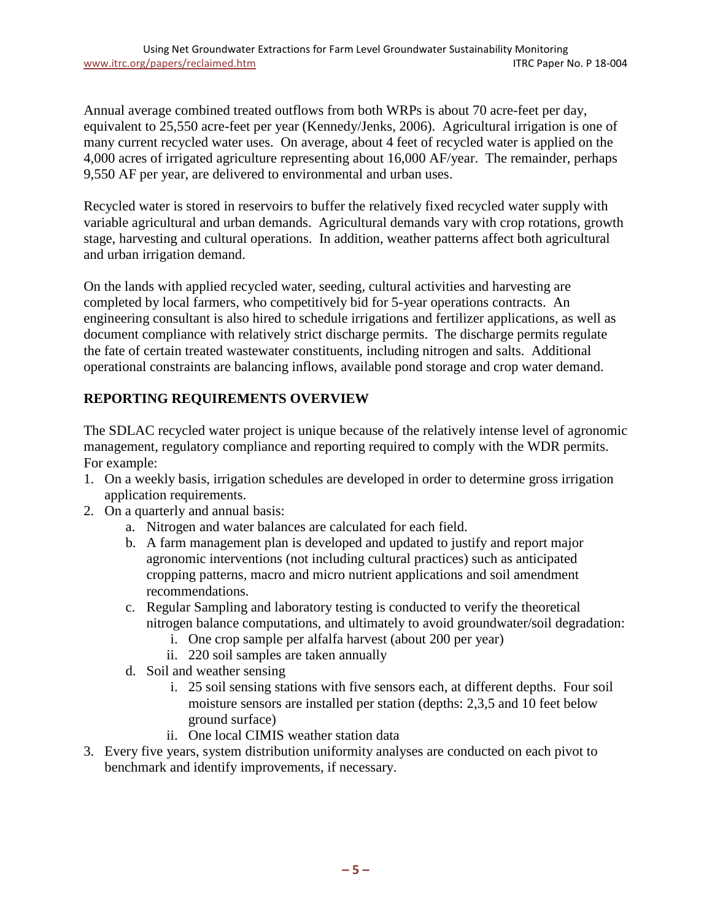Annual average combined treated outflows from both WRPs is about 70 acre-feet per day, equivalent to 25,550 acre-feet per year (Kennedy/Jenks, 2006). Agricultural irrigation is one of many current recycled water uses. On average, about 4 feet of recycled water is applied on the 4,000 acres of irrigated agriculture representing about 16,000 AF/year. The remainder, perhaps 9,550 AF per year, are delivered to environmental and urban uses.

Recycled water is stored in reservoirs to buffer the relatively fixed recycled water supply with variable agricultural and urban demands. Agricultural demands vary with crop rotations, growth stage, harvesting and cultural operations. In addition, weather patterns affect both agricultural and urban irrigation demand.

On the lands with applied recycled water, seeding, cultural activities and harvesting are completed by local farmers, who competitively bid for 5-year operations contracts. An engineering consultant is also hired to schedule irrigations and fertilizer applications, as well as document compliance with relatively strict discharge permits. The discharge permits regulate the fate of certain treated wastewater constituents, including nitrogen and salts. Additional operational constraints are balancing inflows, available pond storage and crop water demand.

## REPORTING REQUIREMENTS OVERVIEW

The SDLAC recycled water project is unique because of the relatively intense level of agronomic management, regulatory compliance and reporting required to comply with the WDR permits. For example:

1. On a weekly basis, irrigation schedules are developed in order to determine gross irrigation application requirements.
2. On a quarterly and annual basis:
   a. Nitrogen and water balances are calculated for each field.
   b. A farm management plan is developed and updated to justify and report major agronomic interventions (not including cultural practices) such as anticipated cropping patterns, macro and micro nutrient applications and soil amendment recommendations.
   c. Regular Sampling and laboratory testing is conducted to verify the theoretical nitrogen balance computations, and ultimately to avoid groundwater/soil degradation:
      i. One crop sample per alfalfa harvest (about 200 per year)
      ii. 220 soil samples are taken annually
   d. Soil and weather sensing
      i. 25 soil sensing stations with five sensors each, at different depths. Four soil moisture sensors are installed per station (depths: 2,3,5 and 10 feet below ground surface)
      ii. One local CIMIS weather station data
3. Every five years, system distribution uniformity analyses are conducted on each pivot to benchmark and identify improvements, if necessary.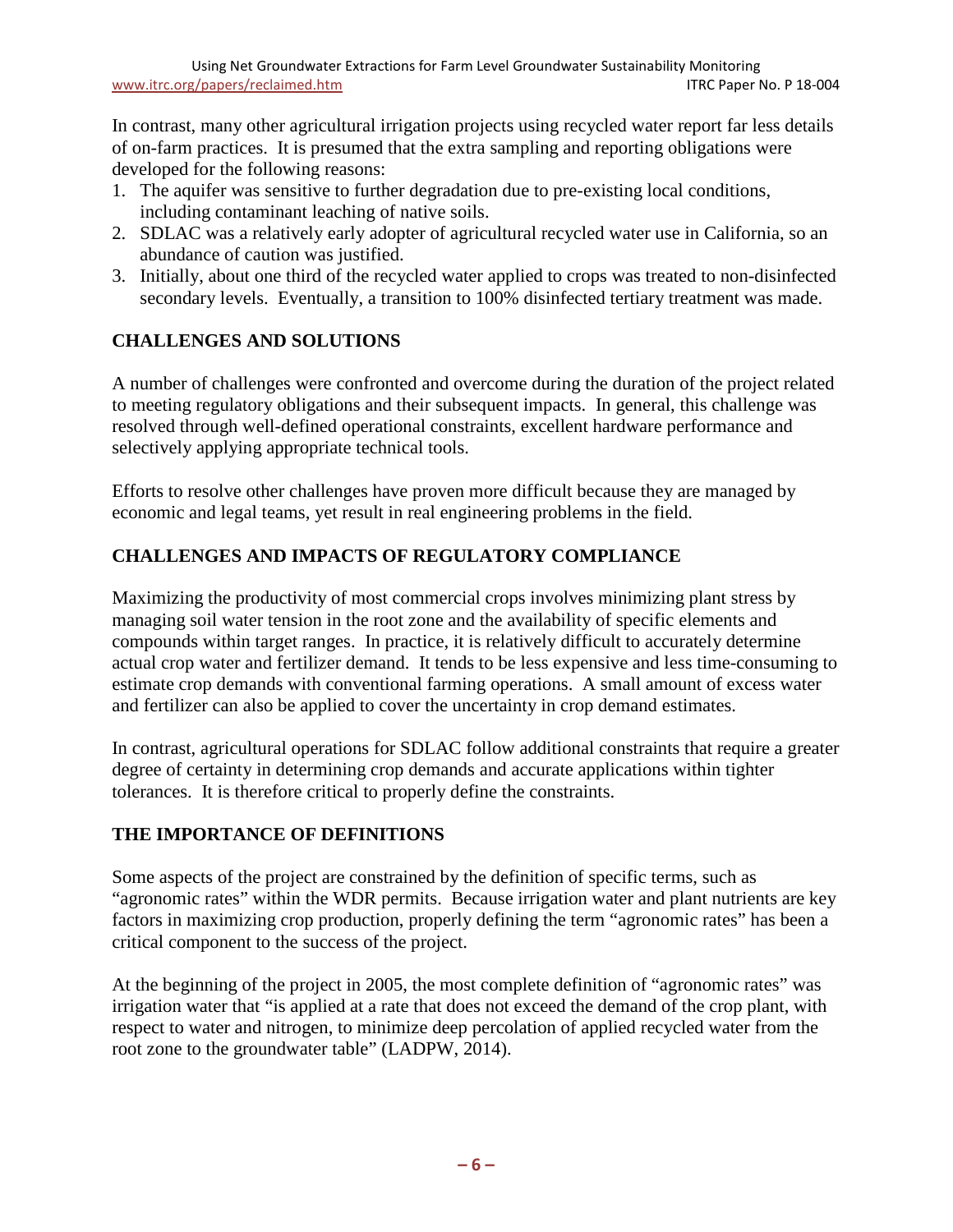In contrast, many other agricultural irrigation projects using recycled water report far less details of on-farm practices. It is presumed that the extra sampling and reporting obligations were developed for the following reasons:

1. The aquifer was sensitive to further degradation due to pre-existing local conditions, including contaminant leaching of native soils.
2. SDLAC was a relatively early adopter of agricultural recycled water use in California, so an abundance of caution was justified.
3. Initially, about one third of the recycled water applied to crops was treated to non-disinfected secondary levels. Eventually, a transition to 100% disinfected tertiary treatment was made.

## CHALLENGES AND SOLUTIONS

A number of challenges were confronted and overcome during the duration of the project related to meeting regulatory obligations and their subsequent impacts. In general, this challenge was resolved through well-defined operational constraints, excellent hardware performance and selectively applying appropriate technical tools.

Efforts to resolve other challenges have proven more difficult because they are managed by economic and legal teams, yet result in real engineering problems in the field.

## CHALLENGES AND IMPACTS OF REGULATORY COMPLIANCE

Maximizing the productivity of most commercial crops involves minimizing plant stress by managing soil water tension in the root zone and the availability of specific elements and compounds within target ranges. In practice, it is relatively difficult to accurately determine actual crop water and fertilizer demand. It tends to be less expensive and less time-consuming to estimate crop demands with conventional farming operations. A small amount of excess water and fertilizer can also be applied to cover the uncertainty in crop demand estimates.

In contrast, agricultural operations for SDLAC follow additional constraints that require a greater degree of certainty in determining crop demands and accurate applications within tighter tolerances. It is therefore critical to properly define the constraints.

## THE IMPORTANCE OF DEFINITIONS

Some aspects of the project are constrained by the definition of specific terms, such as "agronomic rates" within the WDR permits. Because irrigation water and plant nutrients are key factors in maximizing crop production, properly defining the term "agronomic rates" has been a critical component to the success of the project.

At the beginning of the project in 2005, the most complete definition of "agronomic rates" was irrigation water that "is applied at a rate that does not exceed the demand of the crop plant, with respect to water and nitrogen, to minimize deep percolation of applied recycled water from the root zone to the groundwater table" (LADPW, 2014).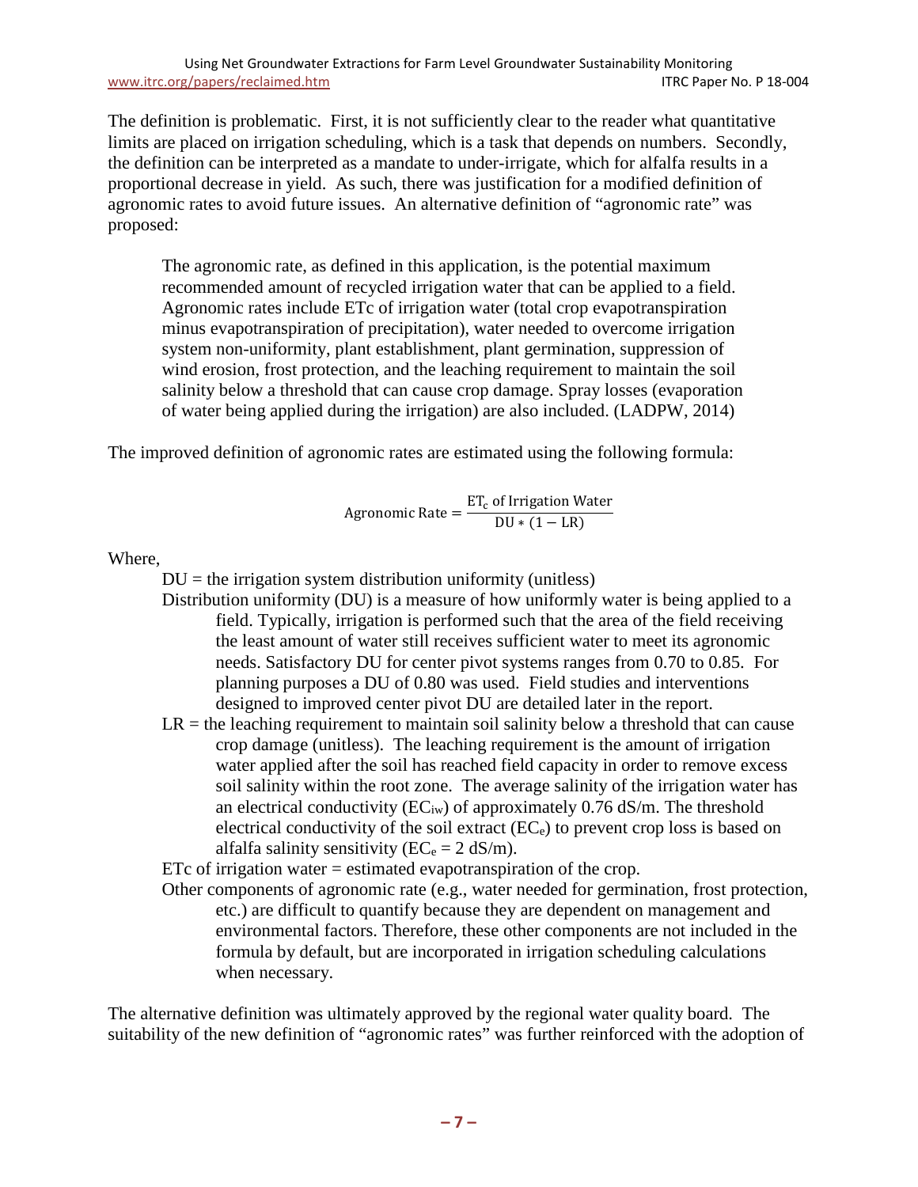The definition is problematic. First, it is not sufficiently clear to the reader what quantitative limits are placed on irrigation scheduling, which is a task that depends on numbers. Secondly, the definition can be interpreted as a mandate to under-irrigate, which for alfalfa results in a proportional decrease in yield. As such, there was justification for a modified definition of agronomic rates to avoid future issues. An alternative definition of "agronomic rate" was proposed:

> The agronomic rate, as defined in this application, is the potential maximum recommended amount of recycled irrigation water that can be applied to a field. Agronomic rates include ETc of irrigation water (total crop evapotranspiration minus evapotranspiration of precipitation), water needed to overcome irrigation system non-uniformity, plant establishment, plant germination, suppression of wind erosion, frost protection, and the leaching requirement to maintain the soil salinity below a threshold that can cause crop damage. Spray losses (evaporation of water being applied during the irrigation) are also included. (LADPW, 2014)

The improved definition of agronomic rates are estimated using the following formula:

$$\text{Agronomic Rate} = \frac{\text{ET}_\text{c} \text{ of Irrigation Water}}{\text{DU} * (1 - \text{LR})}$$

Where,

DU = the irrigation system distribution uniformity (unitless)

Distribution uniformity (DU) is a measure of how uniformly water is being applied to a field. Typically, irrigation is performed such that the area of the field receiving the least amount of water still receives sufficient water to meet its agronomic needs. Satisfactory DU for center pivot systems ranges from 0.70 to 0.85. For planning purposes a DU of 0.80 was used. Field studies and interventions designed to improved center pivot DU are detailed later in the report.

LR = the leaching requirement to maintain soil salinity below a threshold that can cause crop damage (unitless). The leaching requirement is the amount of irrigation water applied after the soil has reached field capacity in order to remove excess soil salinity within the root zone. The average salinity of the irrigation water has an electrical conductivity ($EC_{iw}$) of approximately 0.76 dS/m. The threshold electrical conductivity of the soil extract ($EC_e$) to prevent crop loss is based on alfalfa salinity sensitivity ($EC_e = 2$ dS/m).

ETc of irrigation water = estimated evapotranspiration of the crop.

Other components of agronomic rate (e.g., water needed for germination, frost protection, etc.) are difficult to quantify because they are dependent on management and environmental factors. Therefore, these other components are not included in the formula by default, but are incorporated in irrigation scheduling calculations when necessary.

The alternative definition was ultimately approved by the regional water quality board. The suitability of the new definition of "agronomic rates" was further reinforced with the adoption of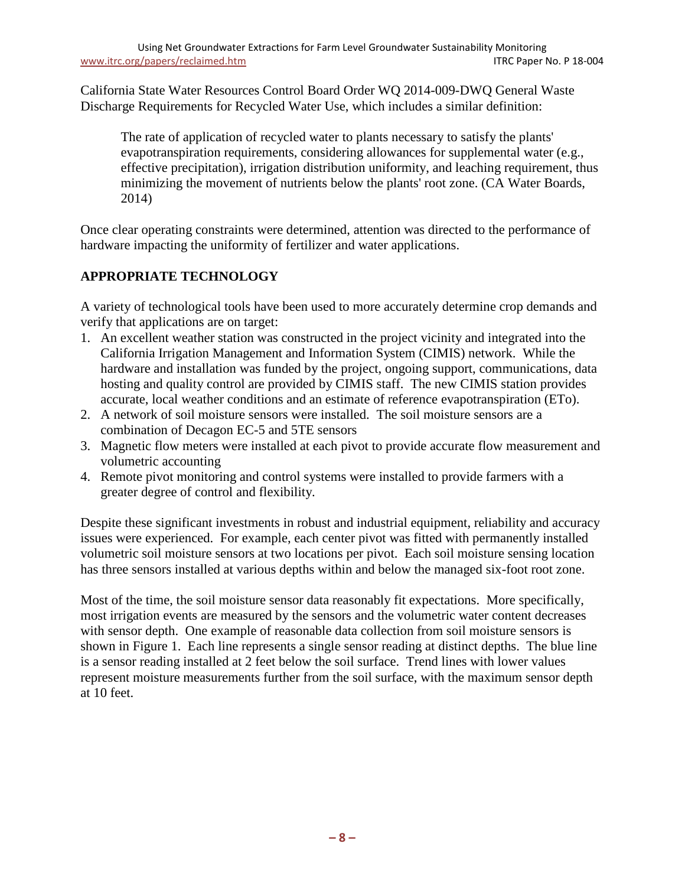California State Water Resources Control Board Order WQ 2014-009-DWQ General Waste Discharge Requirements for Recycled Water Use, which includes a similar definition:

> The rate of application of recycled water to plants necessary to satisfy the plants' evapotranspiration requirements, considering allowances for supplemental water (e.g., effective precipitation), irrigation distribution uniformity, and leaching requirement, thus minimizing the movement of nutrients below the plants' root zone. (CA Water Boards, 2014)

Once clear operating constraints were determined, attention was directed to the performance of hardware impacting the uniformity of fertilizer and water applications.

## APPROPRIATE TECHNOLOGY

A variety of technological tools have been used to more accurately determine crop demands and verify that applications are on target:

1. An excellent weather station was constructed in the project vicinity and integrated into the California Irrigation Management and Information System (CIMIS) network. While the hardware and installation was funded by the project, ongoing support, communications, data hosting and quality control are provided by CIMIS staff. The new CIMIS station provides accurate, local weather conditions and an estimate of reference evapotranspiration (ETo).
2. A network of soil moisture sensors were installed. The soil moisture sensors are a combination of Decagon EC-5 and 5TE sensors
3. Magnetic flow meters were installed at each pivot to provide accurate flow measurement and volumetric accounting
4. Remote pivot monitoring and control systems were installed to provide farmers with a greater degree of control and flexibility.

Despite these significant investments in robust and industrial equipment, reliability and accuracy issues were experienced. For example, each center pivot was fitted with permanently installed volumetric soil moisture sensors at two locations per pivot. Each soil moisture sensing location has three sensors installed at various depths within and below the managed six-foot root zone.

Most of the time, the soil moisture sensor data reasonably fit expectations. More specifically, most irrigation events are measured by the sensors and the volumetric water content decreases with sensor depth. One example of reasonable data collection from soil moisture sensors is shown in Figure 1. Each line represents a single sensor reading at distinct depths. The blue line is a sensor reading installed at 2 feet below the soil surface. Trend lines with lower values represent moisture measurements further from the soil surface, with the maximum sensor depth at 10 feet.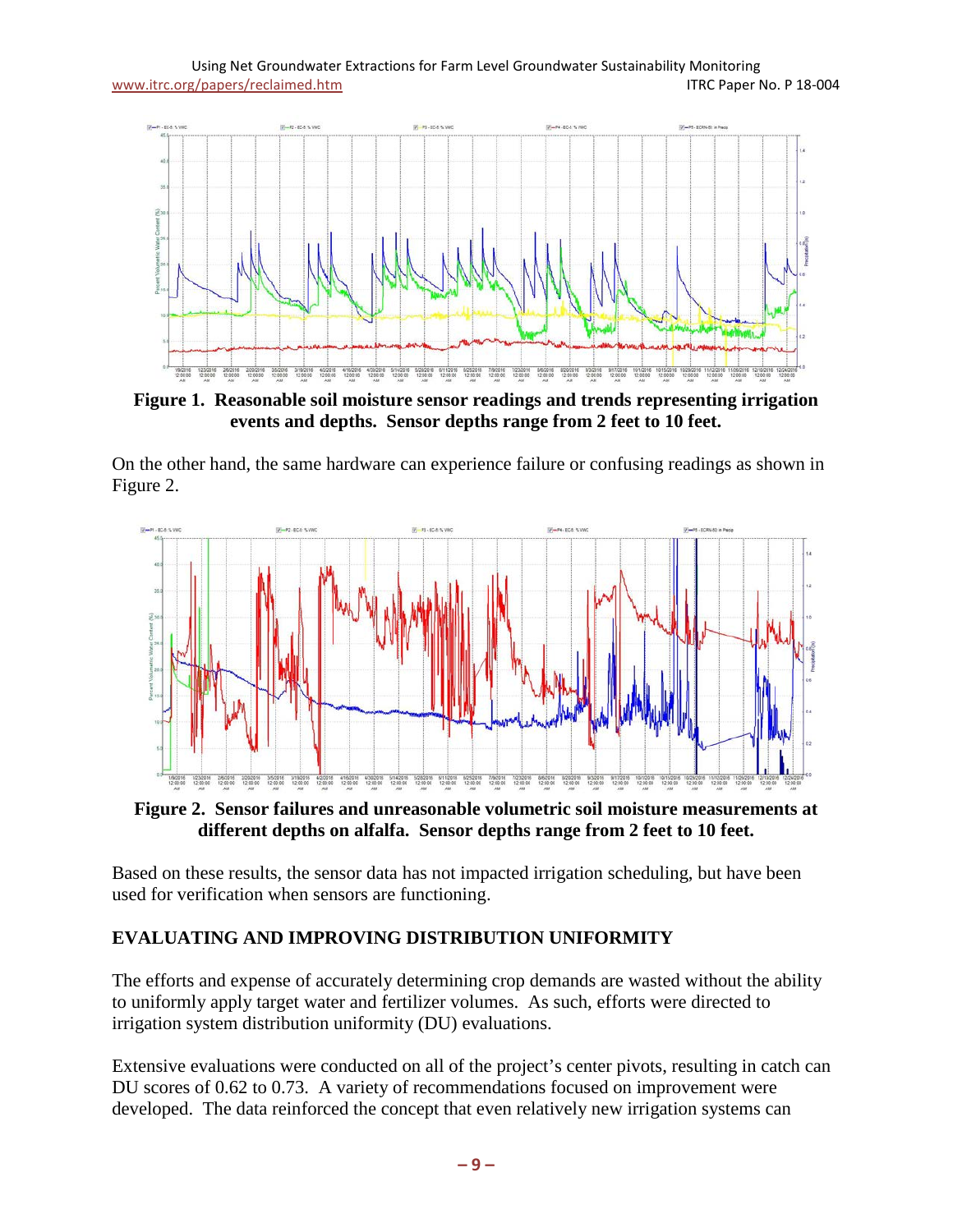**Figure 1. Reasonable soil moisture sensor readings and trends representing irrigation events and depths. Sensor depths range from 2 feet to 10 feet.**

On the other hand, the same hardware can experience failure or confusing readings as shown in Figure 2.

**Figure 2. Sensor failures and unreasonable volumetric soil moisture measurements at different depths on alfalfa. Sensor depths range from 2 feet to 10 feet.**

Based on these results, the sensor data has not impacted irrigation scheduling, but have been used for verification when sensors are functioning.

## EVALUATING AND IMPROVING DISTRIBUTION UNIFORMITY

The efforts and expense of accurately determining crop demands are wasted without the ability to uniformly apply target water and fertilizer volumes. As such, efforts were directed to irrigation system distribution uniformity (DU) evaluations.

Extensive evaluations were conducted on all of the project's center pivots, resulting in catch can DU scores of 0.62 to 0.73. A variety of recommendations focused on improvement were developed. The data reinforced the concept that even relatively new irrigation systems can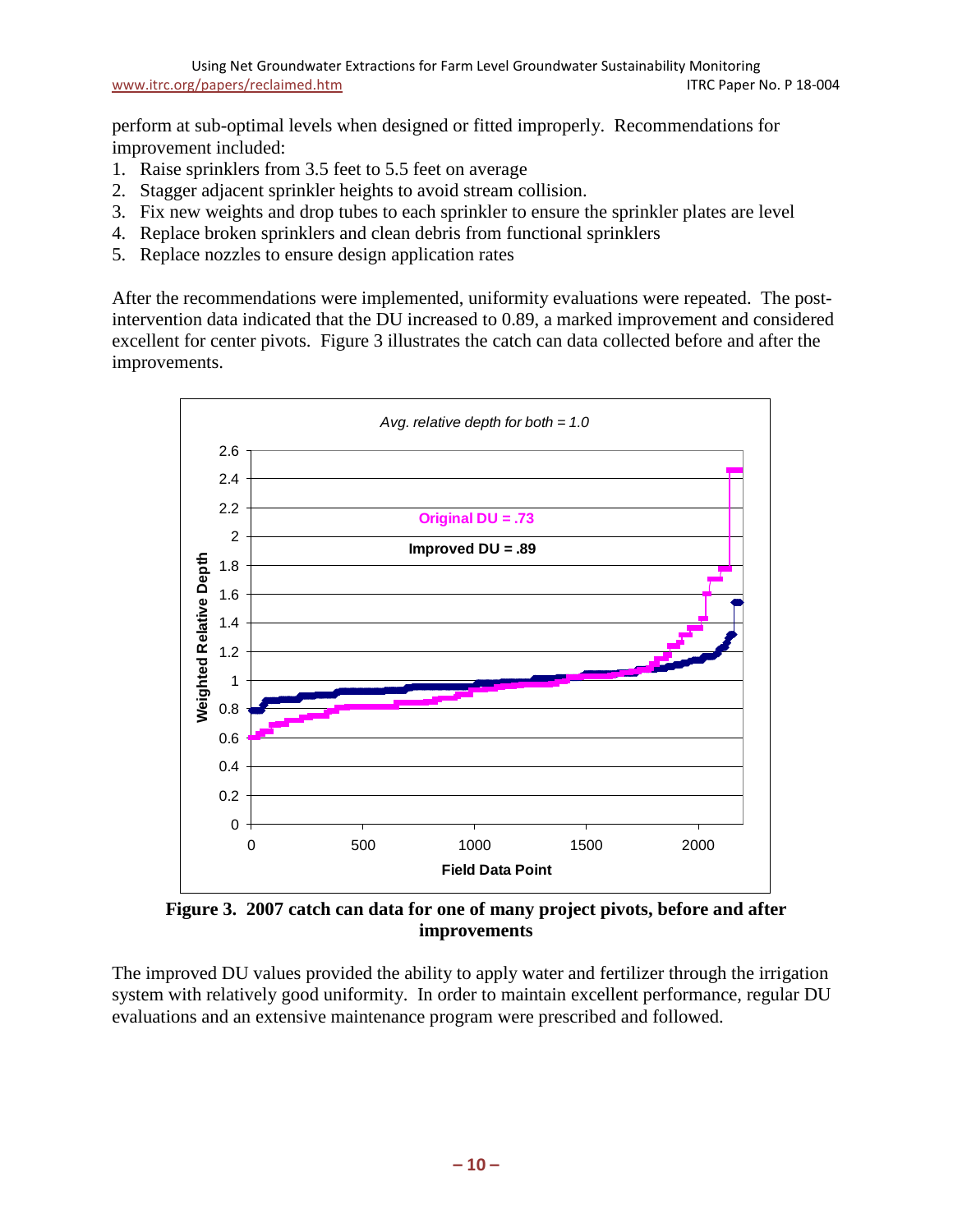perform at sub-optimal levels when designed or fitted improperly. Recommendations for improvement included:

1. Raise sprinklers from 3.5 feet to 5.5 feet on average
2. Stagger adjacent sprinkler heights to avoid stream collision.
3. Fix new weights and drop tubes to each sprinkler to ensure the sprinkler plates are level
4. Replace broken sprinklers and clean debris from functional sprinklers
5. Replace nozzles to ensure design application rates

After the recommendations were implemented, uniformity evaluations were repeated. The post-intervention data indicated that the DU increased to 0.89, a marked improvement and considered excellent for center pivots. Figure 3 illustrates the catch can data collected before and after the improvements.

**Figure 3. 2007 catch can data for one of many project pivots, before and after improvements**

The improved DU values provided the ability to apply water and fertilizer through the irrigation system with relatively good uniformity. In order to maintain excellent performance, regular DU evaluations and an extensive maintenance program were prescribed and followed.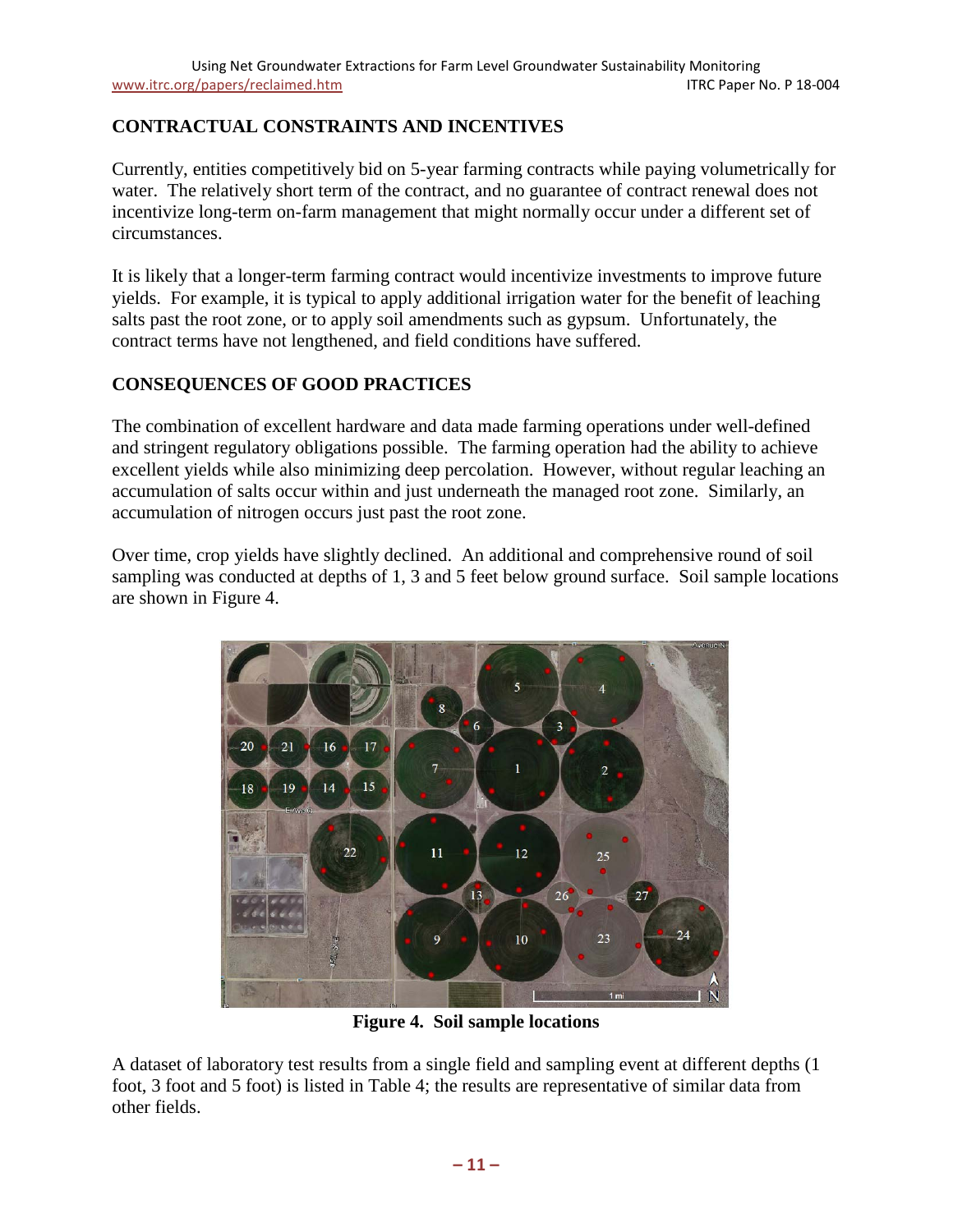## CONTRACTUAL CONSTRAINTS AND INCENTIVES

Currently, entities competitively bid on 5-year farming contracts while paying volumetrically for water. The relatively short term of the contract, and no guarantee of contract renewal does not incentivize long-term on-farm management that might normally occur under a different set of circumstances.

It is likely that a longer-term farming contract would incentivize investments to improve future yields. For example, it is typical to apply additional irrigation water for the benefit of leaching salts past the root zone, or to apply soil amendments such as gypsum. Unfortunately, the contract terms have not lengthened, and field conditions have suffered.

## CONSEQUENCES OF GOOD PRACTICES

The combination of excellent hardware and data made farming operations under well-defined and stringent regulatory obligations possible. The farming operation had the ability to achieve excellent yields while also minimizing deep percolation. However, without regular leaching an accumulation of salts occur within and just underneath the managed root zone. Similarly, an accumulation of nitrogen occurs just past the root zone.

Over time, crop yields have slightly declined. An additional and comprehensive round of soil sampling was conducted at depths of 1, 3 and 5 feet below ground surface. Soil sample locations are shown in Figure 4.

**Figure 4. Soil sample locations**

A dataset of laboratory test results from a single field and sampling event at different depths (1 foot, 3 foot and 5 foot) is listed in Table 4; the results are representative of similar data from other fields.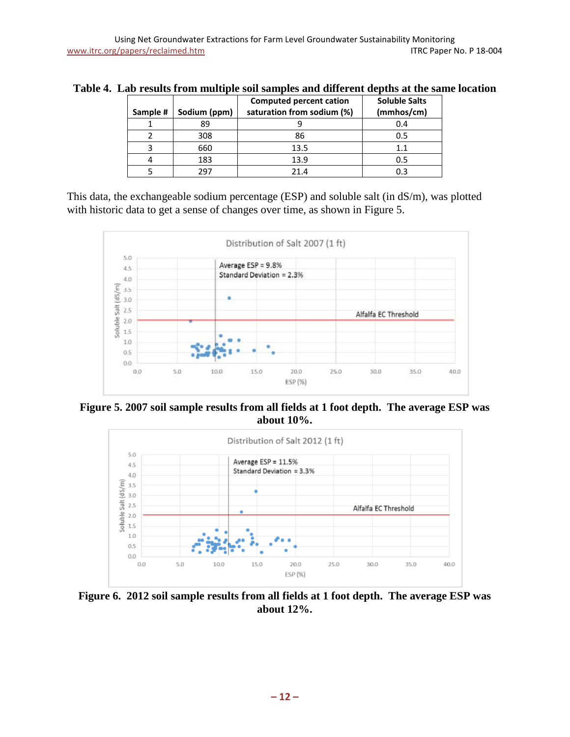**Table 4. Lab results from multiple soil samples and different depths at the same location**

| Sample # | Sodium (ppm) | Computed percent cation saturation from sodium (%) | Soluble Salts (mmhos/cm) |
|---|---|---|---|
| 1 | 89 | 9 | 0.4 |
| 2 | 308 | 86 | 0.5 |
| 3 | 660 | 13.5 | 1.1 |
| 4 | 183 | 13.9 | 0.5 |
| 5 | 297 | 21.4 | 0.3 |

This data, the exchangeable sodium percentage (ESP) and soluble salt (in dS/m), was plotted with historic data to get a sense of changes over time, as shown in Figure 5.

**Figure 5. 2007 soil sample results from all fields at 1 foot depth. The average ESP was about 10%.**

**Figure 6. 2012 soil sample results from all fields at 1 foot depth. The average ESP was about 12%.**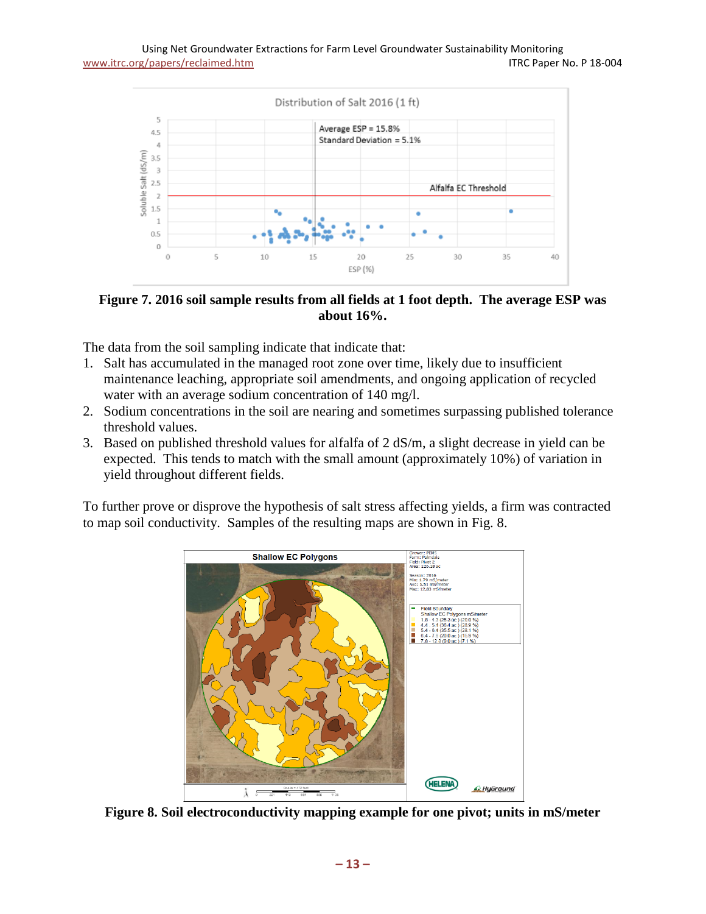**Figure 7. 2016 soil sample results from all fields at 1 foot depth. The average ESP was about 16%.**

The data from the soil sampling indicate that indicate that:

1. Salt has accumulated in the managed root zone over time, likely due to insufficient maintenance leaching, appropriate soil amendments, and ongoing application of recycled water with an average sodium concentration of 140 mg/l.
2. Sodium concentrations in the soil are nearing and sometimes surpassing published tolerance threshold values.
3. Based on published threshold values for alfalfa of 2 dS/m, a slight decrease in yield can be expected. This tends to match with the small amount (approximately 10%) of variation in yield throughout different fields.

To further prove or disprove the hypothesis of salt stress affecting yields, a firm was contracted to map soil conductivity. Samples of the resulting maps are shown in Fig. 8.

**Figure 8. Soil electroconductivity mapping example for one pivot; units in mS/meter**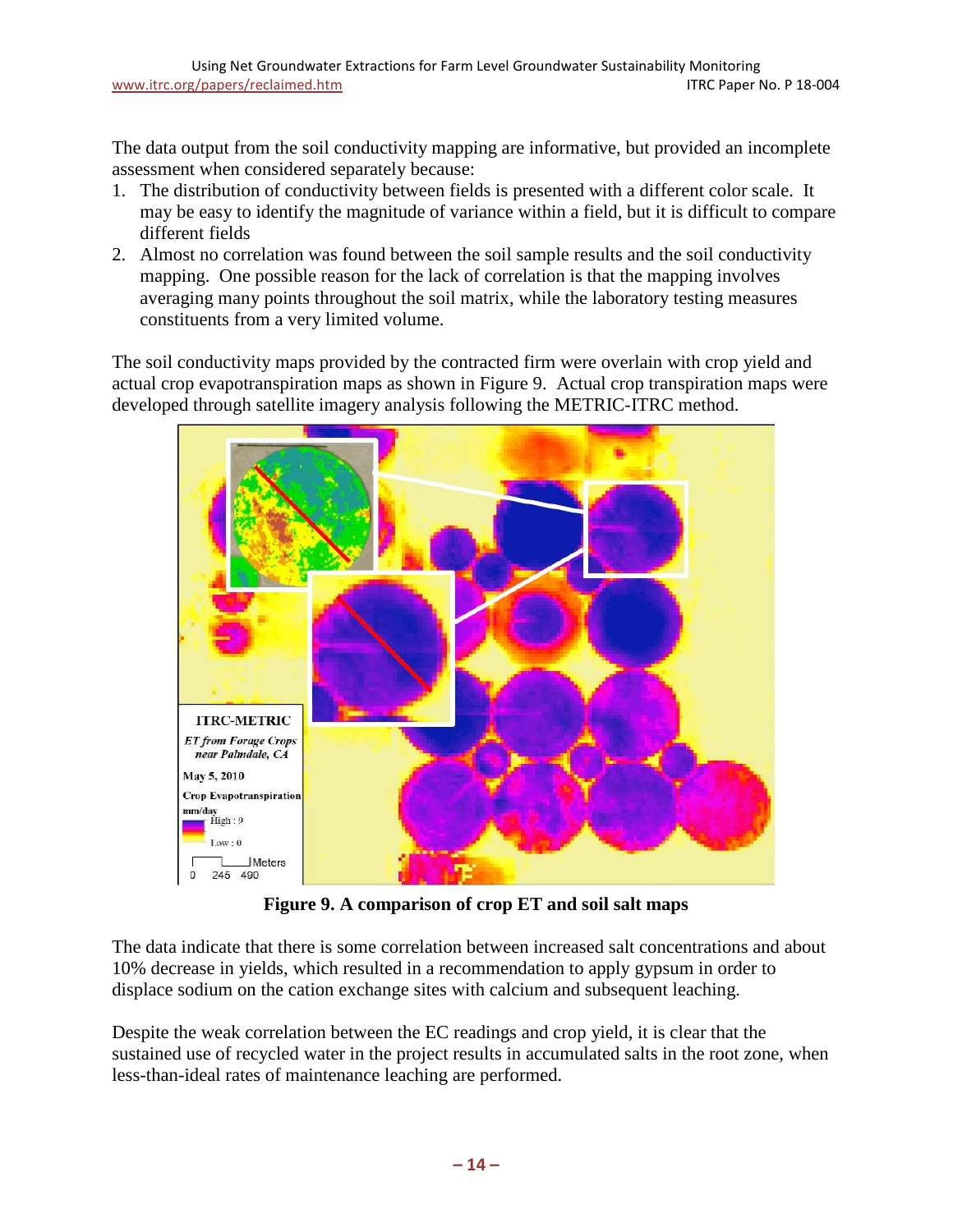The data output from the soil conductivity mapping are informative, but provided an incomplete assessment when considered separately because:

1. The distribution of conductivity between fields is presented with a different color scale. It may be easy to identify the magnitude of variance within a field, but it is difficult to compare different fields
2. Almost no correlation was found between the soil sample results and the soil conductivity mapping. One possible reason for the lack of correlation is that the mapping involves averaging many points throughout the soil matrix, while the laboratory testing measures constituents from a very limited volume.

The soil conductivity maps provided by the contracted firm were overlain with crop yield and actual crop evapotranspiration maps as shown in Figure 9. Actual crop transpiration maps were developed through satellite imagery analysis following the METRIC-ITRC method.

**Figure 9. A comparison of crop ET and soil salt maps**

The data indicate that there is some correlation between increased salt concentrations and about 10% decrease in yields, which resulted in a recommendation to apply gypsum in order to displace sodium on the cation exchange sites with calcium and subsequent leaching.

Despite the weak correlation between the EC readings and crop yield, it is clear that the sustained use of recycled water in the project results in accumulated salts in the root zone, when less-than-ideal rates of maintenance leaching are performed.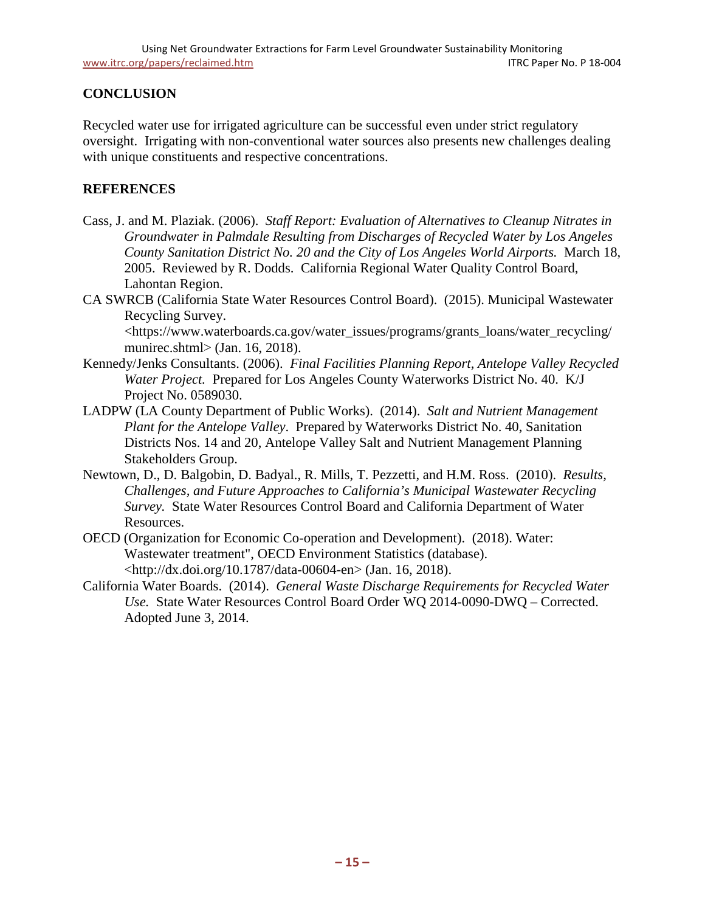## CONCLUSION

Recycled water use for irrigated agriculture can be successful even under strict regulatory oversight. Irrigating with non-conventional water sources also presents new challenges dealing with unique constituents and respective concentrations.

## REFERENCES

Cass, J. and M. Plaziak. (2006). *Staff Report: Evaluation of Alternatives to Cleanup Nitrates in Groundwater in Palmdale Resulting from Discharges of Recycled Water by Los Angeles County Sanitation District No. 20 and the City of Los Angeles World Airports.* March 18, 2005. Reviewed by R. Dodds. California Regional Water Quality Control Board, Lahontan Region.

CA SWRCB (California State Water Resources Control Board). (2015). Municipal Wastewater Recycling Survey. <https://www.waterboards.ca.gov/water_issues/programs/grants_loans/water_recycling/munirec.shtml> (Jan. 16, 2018).

Kennedy/Jenks Consultants. (2006). *Final Facilities Planning Report, Antelope Valley Recycled Water Project.* Prepared for Los Angeles County Waterworks District No. 40. K/J Project No. 0589030.

LADPW (LA County Department of Public Works). (2014). *Salt and Nutrient Management Plant for the Antelope Valley*. Prepared by Waterworks District No. 40, Sanitation Districts Nos. 14 and 20, Antelope Valley Salt and Nutrient Management Planning Stakeholders Group.

Newtown, D., D. Balgobin, D. Badyal., R. Mills, T. Pezzetti, and H.M. Ross. (2010). *Results, Challenges, and Future Approaches to California's Municipal Wastewater Recycling Survey.* State Water Resources Control Board and California Department of Water Resources.

OECD (Organization for Economic Co-operation and Development). (2018). Water: Wastewater treatment", OECD Environment Statistics (database). <http://dx.doi.org/10.1787/data-00604-en> (Jan. 16, 2018).

California Water Boards. (2014). *General Waste Discharge Requirements for Recycled Water Use.* State Water Resources Control Board Order WQ 2014-0090-DWQ – Corrected. Adopted June 3, 2014.